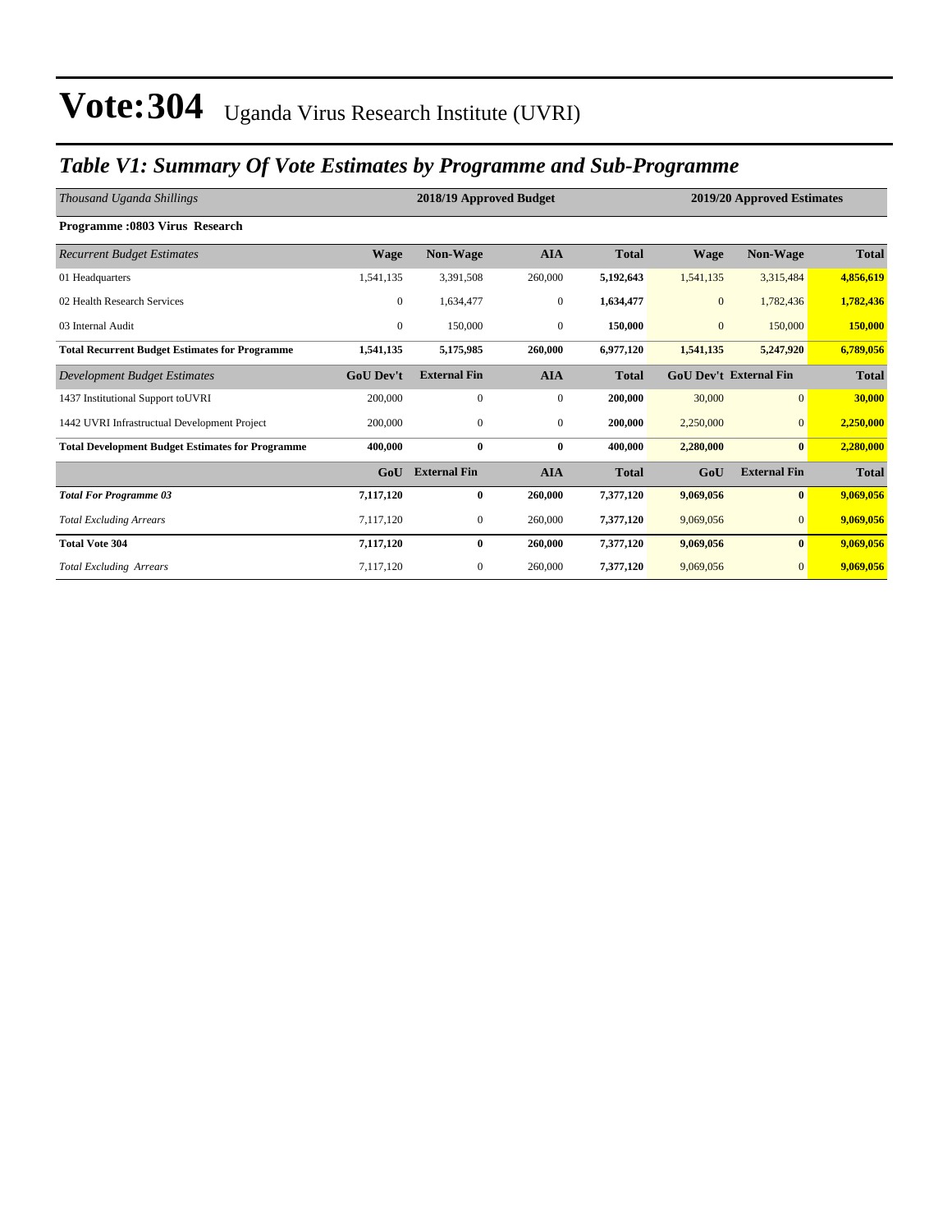# Vote:304 Uganda Virus Research Institute (UVRI)

## *Table V1: Summary Of Vote Estimates by Programme and Sub-Programme*

| *Thousand Uganda Shillings* | 2018/19 Approved Budget | | | | 2019/20 Approved Estimates | | |
|---|---|---|---|---|---|---|---|
| **Programme :0803 Virus Research** | | | | | | | |
| *Recurrent Budget Estimates* | **Wage** | **Non-Wage** | **AIA** | **Total** | **Wage** | **Non-Wage** | **Total** |
| 01 Headquarters | 1,541,135 | 3,391,508 | 260,000 | **5,192,643** | 1,541,135 | 3,315,484 | **4,856,619** |
| 02 Health Research Services | 0 | 1,634,477 | 0 | **1,634,477** | 0 | 1,782,436 | **1,782,436** |
| 03 Internal Audit | 0 | 150,000 | 0 | **150,000** | 0 | 150,000 | **150,000** |
| **Total Recurrent Budget Estimates for Programme** | **1,541,135** | **5,175,985** | **260,000** | **6,977,120** | **1,541,135** | **5,247,920** | **6,789,056** |
| *Development Budget Estimates* | **GoU Dev't** | **External Fin** | **AIA** | **Total** | **GoU Dev't** | **External Fin** | **Total** |
| 1437 Institutional Support toUVRI | 200,000 | 0 | 0 | **200,000** | 30,000 | 0 | **30,000** |
| 1442 UVRI Infrastructual Development Project | 200,000 | 0 | 0 | **200,000** | 2,250,000 | 0 | **2,250,000** |
| **Total Development Budget Estimates for Programme** | **400,000** | **0** | **0** | **400,000** | **2,280,000** | **0** | **2,280,000** |
| | **GoU** | **External Fin** | **AIA** | **Total** | **GoU** | **External Fin** | **Total** |
| ***Total For Programme 03*** | **7,117,120** | **0** | **260,000** | **7,377,120** | **9,069,056** | **0** | **9,069,056** |
| *Total Excluding Arrears* | 7,117,120 | 0 | 260,000 | **7,377,120** | 9,069,056 | 0 | **9,069,056** |
| **Total Vote 304** | **7,117,120** | **0** | **260,000** | **7,377,120** | **9,069,056** | **0** | **9,069,056** |
| *Total Excluding Arrears* | 7,117,120 | 0 | 260,000 | **7,377,120** | 9,069,056 | 0 | **9,069,056** |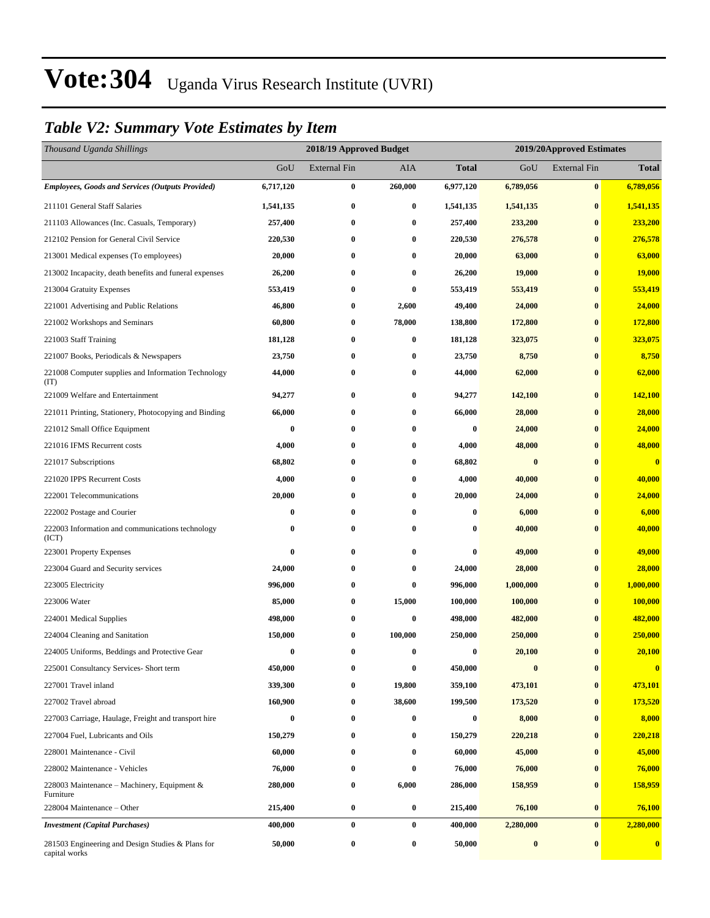# Vote:304 Uganda Virus Research Institute (UVRI)

## *Table V2: Summary Vote Estimates by Item*

| *Thousand Uganda Shillings* | 2018/19 Approved Budget | | | | 2019/20Approved Estimates | | |
|---|---|---|---|---|---|---|---|
| | GoU | External Fin | AIA | **Total** | GoU | External Fin | **Total** |
| ***Employees, Goods and Services (Outputs Provided)*** | **6,717,120** | **0** | **260,000** | **6,977,120** | **6,789,056** | **0** | **6,789,056** |
| 211101 General Staff Salaries | **1,541,135** | **0** | **0** | **1,541,135** | **1,541,135** | **0** | **1,541,135** |
| 211103 Allowances (Inc. Casuals, Temporary) | **257,400** | **0** | **0** | **257,400** | **233,200** | **0** | **233,200** |
| 212102 Pension for General Civil Service | **220,530** | **0** | **0** | **220,530** | **276,578** | **0** | **276,578** |
| 213001 Medical expenses (To employees) | **20,000** | **0** | **0** | **20,000** | **63,000** | **0** | **63,000** |
| 213002 Incapacity, death benefits and funeral expenses | **26,200** | **0** | **0** | **26,200** | **19,000** | **0** | **19,000** |
| 213004 Gratuity Expenses | **553,419** | **0** | **0** | **553,419** | **553,419** | **0** | **553,419** |
| 221001 Advertising and Public Relations | **46,800** | **0** | **2,600** | **49,400** | **24,000** | **0** | **24,000** |
| 221002 Workshops and Seminars | **60,800** | **0** | **78,000** | **138,800** | **172,800** | **0** | **172,800** |
| 221003 Staff Training | **181,128** | **0** | **0** | **181,128** | **323,075** | **0** | **323,075** |
| 221007 Books, Periodicals & Newspapers | **23,750** | **0** | **0** | **23,750** | **8,750** | **0** | **8,750** |
| 221008 Computer supplies and Information Technology (IT) | **44,000** | **0** | **0** | **44,000** | **62,000** | **0** | **62,000** |
| 221009 Welfare and Entertainment | **94,277** | **0** | **0** | **94,277** | **142,100** | **0** | **142,100** |
| 221011 Printing, Stationery, Photocopying and Binding | **66,000** | **0** | **0** | **66,000** | **28,000** | **0** | **28,000** |
| 221012 Small Office Equipment | **0** | **0** | **0** | **0** | **24,000** | **0** | **24,000** |
| 221016 IFMS Recurrent costs | **4,000** | **0** | **0** | **4,000** | **48,000** | **0** | **48,000** |
| 221017 Subscriptions | **68,802** | **0** | **0** | **68,802** | **0** | **0** | **0** |
| 221020 IPPS Recurrent Costs | **4,000** | **0** | **0** | **4,000** | **40,000** | **0** | **40,000** |
| 222001 Telecommunications | **20,000** | **0** | **0** | **20,000** | **24,000** | **0** | **24,000** |
| 222002 Postage and Courier | **0** | **0** | **0** | **0** | **6,000** | **0** | **6,000** |
| 222003 Information and communications technology (ICT) | **0** | **0** | **0** | **0** | **40,000** | **0** | **40,000** |
| 223001 Property Expenses | **0** | **0** | **0** | **0** | **49,000** | **0** | **49,000** |
| 223004 Guard and Security services | **24,000** | **0** | **0** | **24,000** | **28,000** | **0** | **28,000** |
| 223005 Electricity | **996,000** | **0** | **0** | **996,000** | **1,000,000** | **0** | **1,000,000** |
| 223006 Water | **85,000** | **0** | **15,000** | **100,000** | **100,000** | **0** | **100,000** |
| 224001 Medical Supplies | **498,000** | **0** | **0** | **498,000** | **482,000** | **0** | **482,000** |
| 224004 Cleaning and Sanitation | **150,000** | **0** | **100,000** | **250,000** | **250,000** | **0** | **250,000** |
| 224005 Uniforms, Beddings and Protective Gear | **0** | **0** | **0** | **0** | **20,100** | **0** | **20,100** |
| 225001 Consultancy Services- Short term | **450,000** | **0** | **0** | **450,000** | **0** | **0** | **0** |
| 227001 Travel inland | **339,300** | **0** | **19,800** | **359,100** | **473,101** | **0** | **473,101** |
| 227002 Travel abroad | **160,900** | **0** | **38,600** | **199,500** | **173,520** | **0** | **173,520** |
| 227003 Carriage, Haulage, Freight and transport hire | **0** | **0** | **0** | **0** | **8,000** | **0** | **8,000** |
| 227004 Fuel, Lubricants and Oils | **150,279** | **0** | **0** | **150,279** | **220,218** | **0** | **220,218** |
| 228001 Maintenance - Civil | **60,000** | **0** | **0** | **60,000** | **45,000** | **0** | **45,000** |
| 228002 Maintenance - Vehicles | **76,000** | **0** | **0** | **76,000** | **76,000** | **0** | **76,000** |
| 228003 Maintenance – Machinery, Equipment & Furniture | **280,000** | **0** | **6,000** | **286,000** | **158,959** | **0** | **158,959** |
| 228004 Maintenance – Other | **215,400** | **0** | **0** | **215,400** | **76,100** | **0** | **76,100** |
| ***Investment (Capital Purchases)*** | **400,000** | **0** | **0** | **400,000** | **2,280,000** | **0** | **2,280,000** |
| 281503 Engineering and Design Studies & Plans for capital works | **50,000** | **0** | **0** | **50,000** | **0** | **0** | **0** |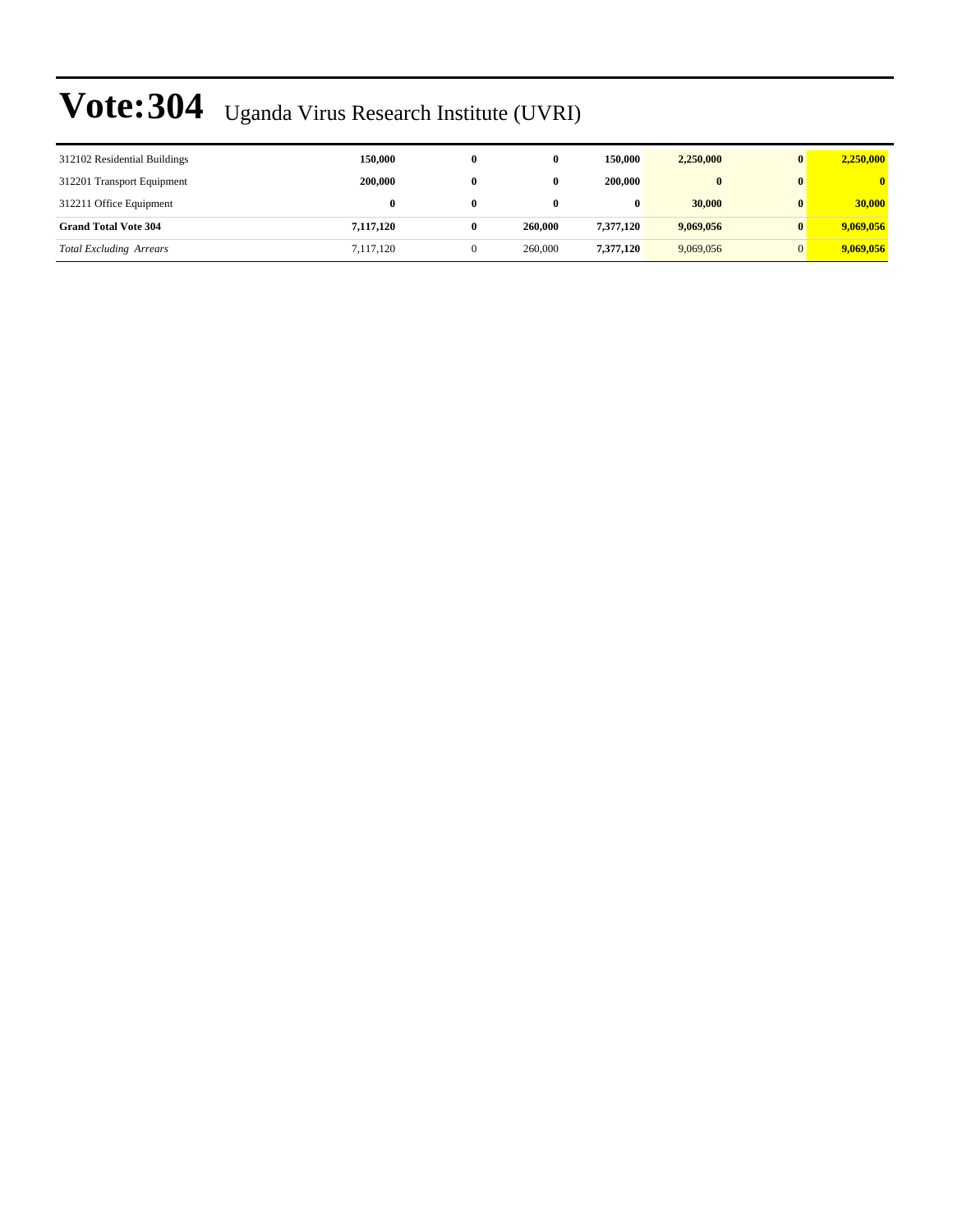# Vote:304 Uganda Virus Research Institute (UVRI)

| | | | | | | | |
|---|---|---|---|---|---|---|---|
| 312102 Residential Buildings | **150,000** | **0** | **0** | **150,000** | **2,250,000** | **0** | **2,250,000** |
| 312201 Transport Equipment | **200,000** | **0** | **0** | **200,000** | **0** | **0** | **0** |
| 312211 Office Equipment | **0** | **0** | **0** | **0** | **30,000** | **0** | **30,000** |
| **Grand Total Vote 304** | **7,117,120** | **0** | **260,000** | **7,377,120** | **9,069,056** | **0** | **9,069,056** |
| *Total Excluding Arrears* | 7,117,120 | 0 | 260,000 | **7,377,120** | 9,069,056 | 0 | **9,069,056** |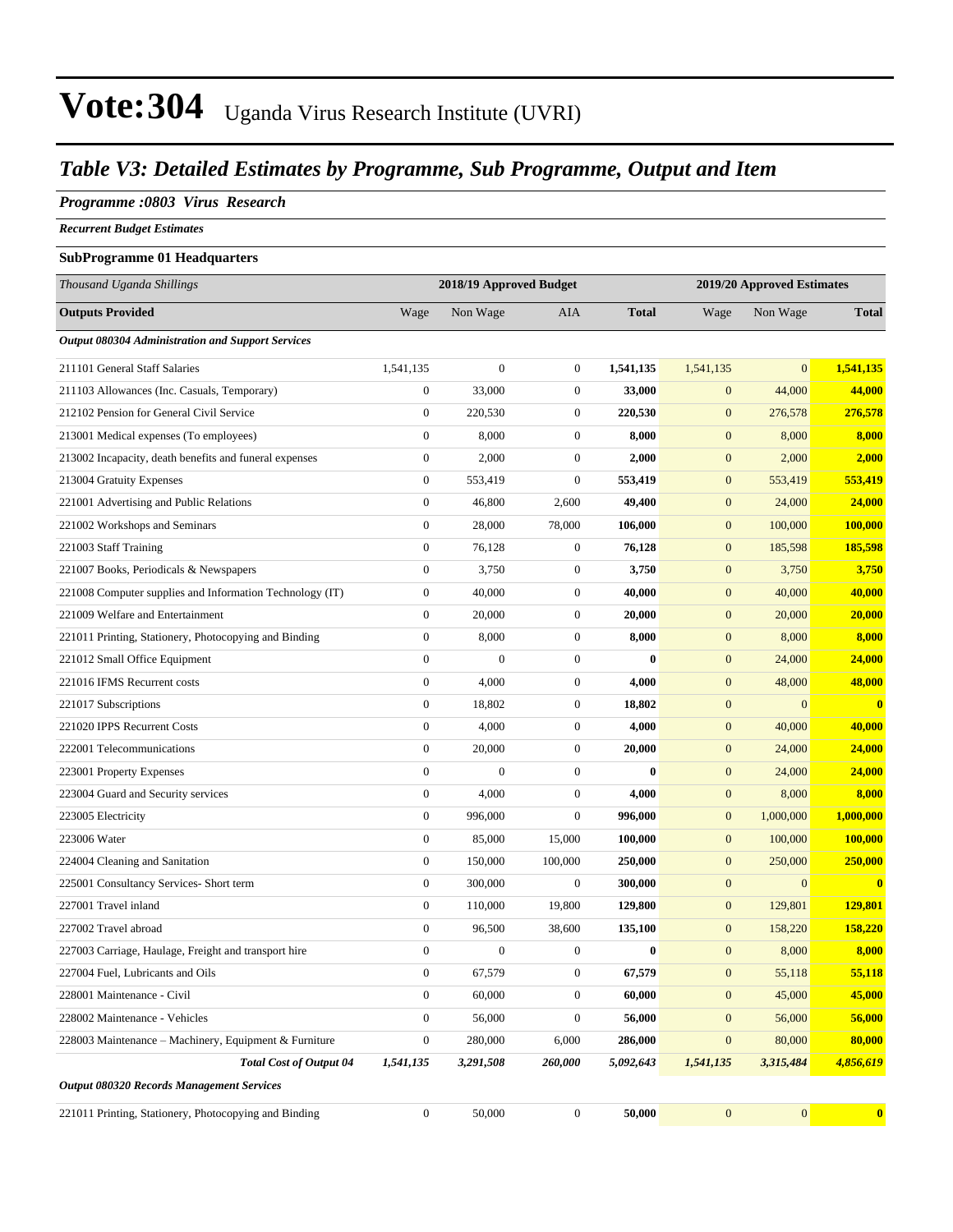# Vote:304 Uganda Virus Research Institute (UVRI)

## Table V3: Detailed Estimates by Programme, Sub Programme, Output and Item

### Programme :0803 Virus Research

*Recurrent Budget Estimates*

**SubProgramme 01 Headquarters**

| *Thousand Uganda Shillings* | 2018/19 Approved Budget | | | | 2019/20 Approved Estimates | | |
|---|---|---|---|---|---|---|---|
| **Outputs Provided** | Wage | Non Wage | AIA | **Total** | Wage | Non Wage | **Total** |
| ***Output 080304 Administration and Support Services*** | | | | | | | |
| 211101 General Staff Salaries | 1,541,135 | 0 | 0 | **1,541,135** | 1,541,135 | 0 | **1,541,135** |
| 211103 Allowances (Inc. Casuals, Temporary) | 0 | 33,000 | 0 | **33,000** | 0 | 44,000 | **44,000** |
| 212102 Pension for General Civil Service | 0 | 220,530 | 0 | **220,530** | 0 | 276,578 | **276,578** |
| 213001 Medical expenses (To employees) | 0 | 8,000 | 0 | **8,000** | 0 | 8,000 | **8,000** |
| 213002 Incapacity, death benefits and funeral expenses | 0 | 2,000 | 0 | **2,000** | 0 | 2,000 | **2,000** |
| 213004 Gratuity Expenses | 0 | 553,419 | 0 | **553,419** | 0 | 553,419 | **553,419** |
| 221001 Advertising and Public Relations | 0 | 46,800 | 2,600 | **49,400** | 0 | 24,000 | **24,000** |
| 221002 Workshops and Seminars | 0 | 28,000 | 78,000 | **106,000** | 0 | 100,000 | **100,000** |
| 221003 Staff Training | 0 | 76,128 | 0 | **76,128** | 0 | 185,598 | **185,598** |
| 221007 Books, Periodicals & Newspapers | 0 | 3,750 | 0 | **3,750** | 0 | 3,750 | **3,750** |
| 221008 Computer supplies and Information Technology (IT) | 0 | 40,000 | 0 | **40,000** | 0 | 40,000 | **40,000** |
| 221009 Welfare and Entertainment | 0 | 20,000 | 0 | **20,000** | 0 | 20,000 | **20,000** |
| 221011 Printing, Stationery, Photocopying and Binding | 0 | 8,000 | 0 | **8,000** | 0 | 8,000 | **8,000** |
| 221012 Small Office Equipment | 0 | 0 | 0 | **0** | 0 | 24,000 | **24,000** |
| 221016 IFMS Recurrent costs | 0 | 4,000 | 0 | **4,000** | 0 | 48,000 | **48,000** |
| 221017 Subscriptions | 0 | 18,802 | 0 | **18,802** | 0 | 0 | **0** |
| 221020 IPPS Recurrent Costs | 0 | 4,000 | 0 | **4,000** | 0 | 40,000 | **40,000** |
| 222001 Telecommunications | 0 | 20,000 | 0 | **20,000** | 0 | 24,000 | **24,000** |
| 223001 Property Expenses | 0 | 0 | 0 | **0** | 0 | 24,000 | **24,000** |
| 223004 Guard and Security services | 0 | 4,000 | 0 | **4,000** | 0 | 8,000 | **8,000** |
| 223005 Electricity | 0 | 996,000 | 0 | **996,000** | 0 | 1,000,000 | **1,000,000** |
| 223006 Water | 0 | 85,000 | 15,000 | **100,000** | 0 | 100,000 | **100,000** |
| 224004 Cleaning and Sanitation | 0 | 150,000 | 100,000 | **250,000** | 0 | 250,000 | **250,000** |
| 225001 Consultancy Services- Short term | 0 | 300,000 | 0 | **300,000** | 0 | 0 | **0** |
| 227001 Travel inland | 0 | 110,000 | 19,800 | **129,800** | 0 | 129,801 | **129,801** |
| 227002 Travel abroad | 0 | 96,500 | 38,600 | **135,100** | 0 | 158,220 | **158,220** |
| 227003 Carriage, Haulage, Freight and transport hire | 0 | 0 | 0 | **0** | 0 | 8,000 | **8,000** |
| 227004 Fuel, Lubricants and Oils | 0 | 67,579 | 0 | **67,579** | 0 | 55,118 | **55,118** |
| 228001 Maintenance - Civil | 0 | 60,000 | 0 | **60,000** | 0 | 45,000 | **45,000** |
| 228002 Maintenance - Vehicles | 0 | 56,000 | 0 | **56,000** | 0 | 56,000 | **56,000** |
| 228003 Maintenance – Machinery, Equipment & Furniture | 0 | 280,000 | 6,000 | **286,000** | 0 | 80,000 | **80,000** |
| ***Total Cost of Output 04*** | ***1,541,135*** | ***3,291,508*** | ***260,000*** | ***5,092,643*** | ***1,541,135*** | ***3,315,484*** | ***4,856,619*** |
| ***Output 080320 Records Management Services*** | | | | | | | |
| 221011 Printing, Stationery, Photocopying and Binding | 0 | 50,000 | 0 | **50,000** | 0 | 0 | **0** |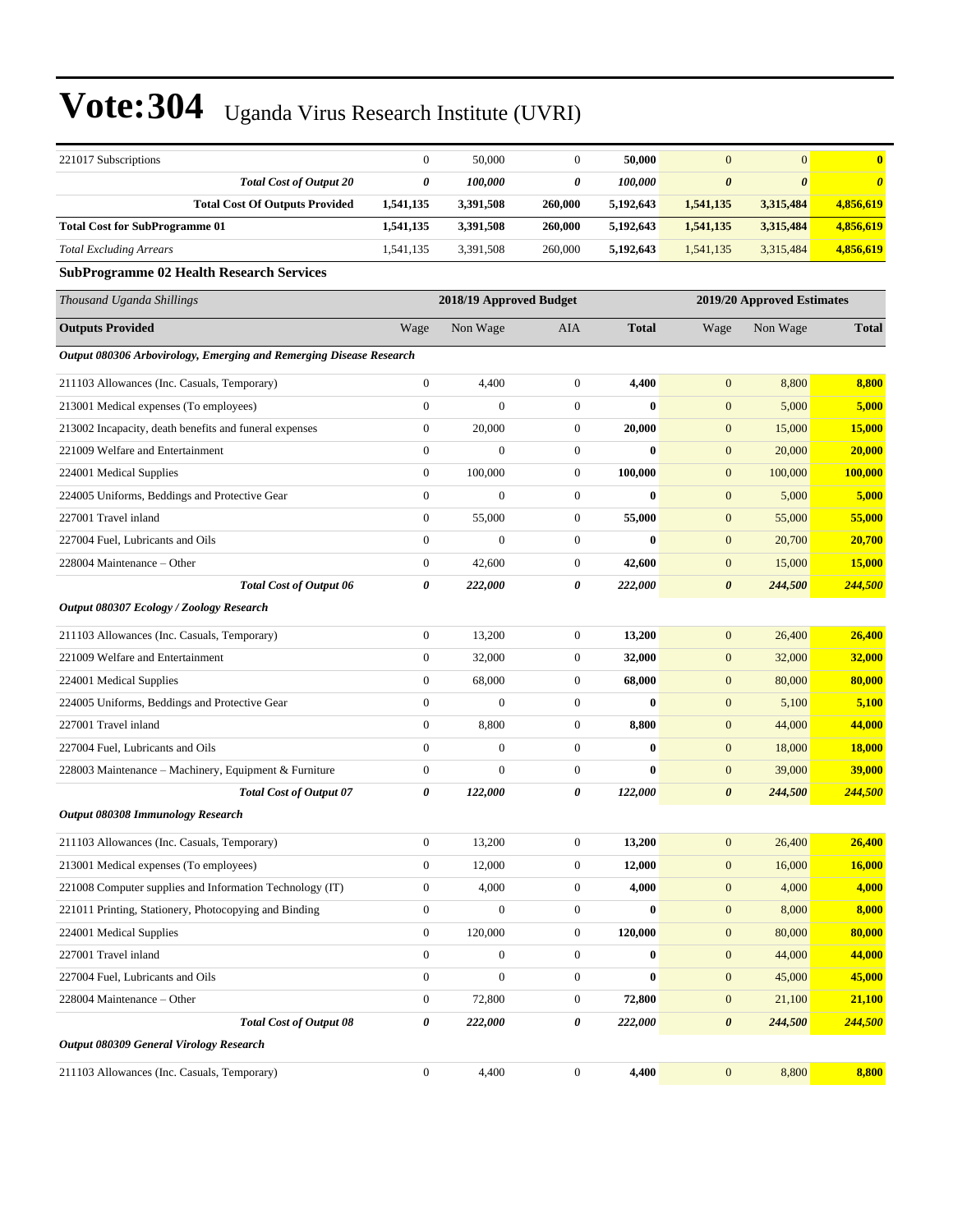# Vote:304 Uganda Virus Research Institute (UVRI)

| | | | | | | | |
|---|---|---|---|---|---|---|---|
| 221017 Subscriptions | 0 | 50,000 | 0 | **50,000** | 0 | 0 | **0** |
| ***Total Cost of Output 20*** | ***0*** | ***100,000*** | ***0*** | ***100,000*** | ***0*** | ***0*** | ***0*** |
| **Total Cost Of Outputs Provided** | **1,541,135** | **3,391,508** | **260,000** | **5,192,643** | **1,541,135** | **3,315,484** | **4,856,619** |
| **Total Cost for SubProgramme 01** | **1,541,135** | **3,391,508** | **260,000** | **5,192,643** | **1,541,135** | **3,315,484** | **4,856,619** |
| *Total Excluding Arrears* | 1,541,135 | 3,391,508 | 260,000 | **5,192,643** | 1,541,135 | 3,315,484 | **4,856,619** |

**SubProgramme 02 Health Research Services**

| *Thousand Uganda Shillings* | 2018/19 Approved Budget | | | | 2019/20 Approved Estimates | | |
|---|---|---|---|---|---|---|---|
| **Outputs Provided** | Wage | Non Wage | AIA | **Total** | Wage | Non Wage | **Total** |
| ***Output 080306 Arbovirology, Emerging and Remerging Disease Research*** | | | | | | | |
| 211103 Allowances (Inc. Casuals, Temporary) | 0 | 4,400 | 0 | **4,400** | 0 | 8,800 | **8,800** |
| 213001 Medical expenses (To employees) | 0 | 0 | 0 | **0** | 0 | 5,000 | **5,000** |
| 213002 Incapacity, death benefits and funeral expenses | 0 | 20,000 | 0 | **20,000** | 0 | 15,000 | **15,000** |
| 221009 Welfare and Entertainment | 0 | 0 | 0 | **0** | 0 | 20,000 | **20,000** |
| 224001 Medical Supplies | 0 | 100,000 | 0 | **100,000** | 0 | 100,000 | **100,000** |
| 224005 Uniforms, Beddings and Protective Gear | 0 | 0 | 0 | **0** | 0 | 5,000 | **5,000** |
| 227001 Travel inland | 0 | 55,000 | 0 | **55,000** | 0 | 55,000 | **55,000** |
| 227004 Fuel, Lubricants and Oils | 0 | 0 | 0 | **0** | 0 | 20,700 | **20,700** |
| 228004 Maintenance – Other | 0 | 42,600 | 0 | **42,600** | 0 | 15,000 | **15,000** |
| ***Total Cost of Output 06*** | ***0*** | ***222,000*** | ***0*** | ***222,000*** | ***0*** | ***244,500*** | ***244,500*** |
| ***Output 080307 Ecology / Zoology Research*** | | | | | | | |
| 211103 Allowances (Inc. Casuals, Temporary) | 0 | 13,200 | 0 | **13,200** | 0 | 26,400 | **26,400** |
| 221009 Welfare and Entertainment | 0 | 32,000 | 0 | **32,000** | 0 | 32,000 | **32,000** |
| 224001 Medical Supplies | 0 | 68,000 | 0 | **68,000** | 0 | 80,000 | **80,000** |
| 224005 Uniforms, Beddings and Protective Gear | 0 | 0 | 0 | **0** | 0 | 5,100 | **5,100** |
| 227001 Travel inland | 0 | 8,800 | 0 | **8,800** | 0 | 44,000 | **44,000** |
| 227004 Fuel, Lubricants and Oils | 0 | 0 | 0 | **0** | 0 | 18,000 | **18,000** |
| 228003 Maintenance – Machinery, Equipment & Furniture | 0 | 0 | 0 | **0** | 0 | 39,000 | **39,000** |
| ***Total Cost of Output 07*** | ***0*** | ***122,000*** | ***0*** | ***122,000*** | ***0*** | ***244,500*** | ***244,500*** |
| ***Output 080308 Immunology Research*** | | | | | | | |
| 211103 Allowances (Inc. Casuals, Temporary) | 0 | 13,200 | 0 | **13,200** | 0 | 26,400 | **26,400** |
| 213001 Medical expenses (To employees) | 0 | 12,000 | 0 | **12,000** | 0 | 16,000 | **16,000** |
| 221008 Computer supplies and Information Technology (IT) | 0 | 4,000 | 0 | **4,000** | 0 | 4,000 | **4,000** |
| 221011 Printing, Stationery, Photocopying and Binding | 0 | 0 | 0 | **0** | 0 | 8,000 | **8,000** |
| 224001 Medical Supplies | 0 | 120,000 | 0 | **120,000** | 0 | 80,000 | **80,000** |
| 227001 Travel inland | 0 | 0 | 0 | **0** | 0 | 44,000 | **44,000** |
| 227004 Fuel, Lubricants and Oils | 0 | 0 | 0 | **0** | 0 | 45,000 | **45,000** |
| 228004 Maintenance – Other | 0 | 72,800 | 0 | **72,800** | 0 | 21,100 | **21,100** |
| ***Total Cost of Output 08*** | ***0*** | ***222,000*** | ***0*** | ***222,000*** | ***0*** | ***244,500*** | ***244,500*** |
| ***Output 080309 General Virology Research*** | | | | | | | |
| 211103 Allowances (Inc. Casuals, Temporary) | 0 | 4,400 | 0 | **4,400** | 0 | 8,800 | **8,800** |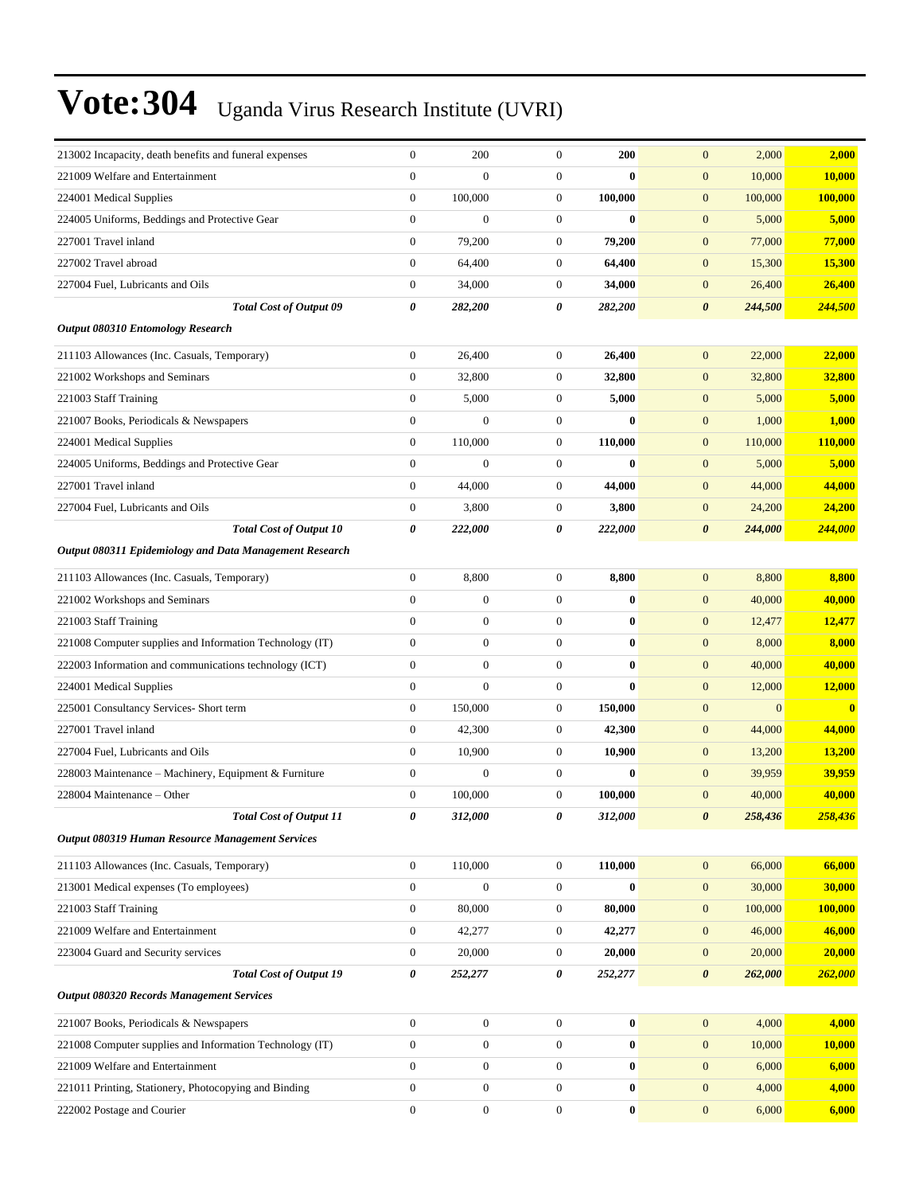# Vote:304 Uganda Virus Research Institute (UVRI)

| | | | | | | | |
|---|---|---|---|---|---|---|---|
| 213002 Incapacity, death benefits and funeral expenses | 0 | 200 | 0 | **200** | 0 | 2,000 | **2,000** |
| 221009 Welfare and Entertainment | 0 | 0 | 0 | **0** | 0 | 10,000 | **10,000** |
| 224001 Medical Supplies | 0 | 100,000 | 0 | **100,000** | 0 | 100,000 | **100,000** |
| 224005 Uniforms, Beddings and Protective Gear | 0 | 0 | 0 | **0** | 0 | 5,000 | **5,000** |
| 227001 Travel inland | 0 | 79,200 | 0 | **79,200** | 0 | 77,000 | **77,000** |
| 227002 Travel abroad | 0 | 64,400 | 0 | **64,400** | 0 | 15,300 | **15,300** |
| 227004 Fuel, Lubricants and Oils | 0 | 34,000 | 0 | **34,000** | 0 | 26,400 | **26,400** |
| ***Total Cost of Output 09*** | ***0*** | ***282,200*** | ***0*** | ***282,200*** | ***0*** | ***244,500*** | ***244,500*** |
| ***Output 080310 Entomology Research*** | | | | | | | |
| 211103 Allowances (Inc. Casuals, Temporary) | 0 | 26,400 | 0 | **26,400** | 0 | 22,000 | **22,000** |
| 221002 Workshops and Seminars | 0 | 32,800 | 0 | **32,800** | 0 | 32,800 | **32,800** |
| 221003 Staff Training | 0 | 5,000 | 0 | **5,000** | 0 | 5,000 | **5,000** |
| 221007 Books, Periodicals & Newspapers | 0 | 0 | 0 | **0** | 0 | 1,000 | **1,000** |
| 224001 Medical Supplies | 0 | 110,000 | 0 | **110,000** | 0 | 110,000 | **110,000** |
| 224005 Uniforms, Beddings and Protective Gear | 0 | 0 | 0 | **0** | 0 | 5,000 | **5,000** |
| 227001 Travel inland | 0 | 44,000 | 0 | **44,000** | 0 | 44,000 | **44,000** |
| 227004 Fuel, Lubricants and Oils | 0 | 3,800 | 0 | **3,800** | 0 | 24,200 | **24,200** |
| ***Total Cost of Output 10*** | ***0*** | ***222,000*** | ***0*** | ***222,000*** | ***0*** | ***244,000*** | ***244,000*** |
| ***Output 080311 Epidemiology and Data Management Research*** | | | | | | | |
| 211103 Allowances (Inc. Casuals, Temporary) | 0 | 8,800 | 0 | **8,800** | 0 | 8,800 | **8,800** |
| 221002 Workshops and Seminars | 0 | 0 | 0 | **0** | 0 | 40,000 | **40,000** |
| 221003 Staff Training | 0 | 0 | 0 | **0** | 0 | 12,477 | **12,477** |
| 221008 Computer supplies and Information Technology (IT) | 0 | 0 | 0 | **0** | 0 | 8,000 | **8,000** |
| 222003 Information and communications technology (ICT) | 0 | 0 | 0 | **0** | 0 | 40,000 | **40,000** |
| 224001 Medical Supplies | 0 | 0 | 0 | **0** | 0 | 12,000 | **12,000** |
| 225001 Consultancy Services- Short term | 0 | 150,000 | 0 | **150,000** | 0 | 0 | **0** |
| 227001 Travel inland | 0 | 42,300 | 0 | **42,300** | 0 | 44,000 | **44,000** |
| 227004 Fuel, Lubricants and Oils | 0 | 10,900 | 0 | **10,900** | 0 | 13,200 | **13,200** |
| 228003 Maintenance – Machinery, Equipment & Furniture | 0 | 0 | 0 | **0** | 0 | 39,959 | **39,959** |
| 228004 Maintenance – Other | 0 | 100,000 | 0 | **100,000** | 0 | 40,000 | **40,000** |
| ***Total Cost of Output 11*** | ***0*** | ***312,000*** | ***0*** | ***312,000*** | ***0*** | ***258,436*** | ***258,436*** |
| ***Output 080319 Human Resource Management Services*** | | | | | | | |
| 211103 Allowances (Inc. Casuals, Temporary) | 0 | 110,000 | 0 | **110,000** | 0 | 66,000 | **66,000** |
| 213001 Medical expenses (To employees) | 0 | 0 | 0 | **0** | 0 | 30,000 | **30,000** |
| 221003 Staff Training | 0 | 80,000 | 0 | **80,000** | 0 | 100,000 | **100,000** |
| 221009 Welfare and Entertainment | 0 | 42,277 | 0 | **42,277** | 0 | 46,000 | **46,000** |
| 223004 Guard and Security services | 0 | 20,000 | 0 | **20,000** | 0 | 20,000 | **20,000** |
| ***Total Cost of Output 19*** | ***0*** | ***252,277*** | ***0*** | ***252,277*** | ***0*** | ***262,000*** | ***262,000*** |
| ***Output 080320 Records Management Services*** | | | | | | | |
| 221007 Books, Periodicals & Newspapers | 0 | 0 | 0 | **0** | 0 | 4,000 | **4,000** |
| 221008 Computer supplies and Information Technology (IT) | 0 | 0 | 0 | **0** | 0 | 10,000 | **10,000** |
| 221009 Welfare and Entertainment | 0 | 0 | 0 | **0** | 0 | 6,000 | **6,000** |
| 221011 Printing, Stationery, Photocopying and Binding | 0 | 0 | 0 | **0** | 0 | 4,000 | **4,000** |
| 222002 Postage and Courier | 0 | 0 | 0 | **0** | 0 | 6,000 | **6,000** |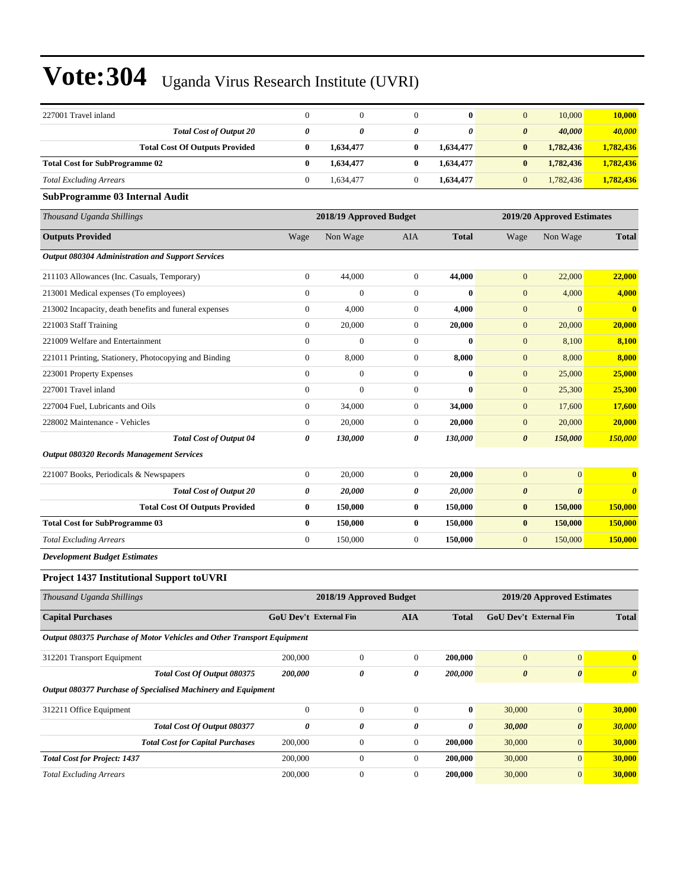# Vote:304 Uganda Virus Research Institute (UVRI)

| | | | | | | | |
|---|---|---|---|---|---|---|---|
| 227001 Travel inland | 0 | 0 | 0 | **0** | 0 | 10,000 | **10,000** |
| ***Total Cost of Output 20*** | ***0*** | ***0*** | ***0*** | ***0*** | ***0*** | ***40,000*** | ***40,000*** |
| **Total Cost Of Outputs Provided** | **0** | **1,634,477** | **0** | **1,634,477** | **0** | **1,782,436** | **1,782,436** |
| **Total Cost for SubProgramme 02** | **0** | **1,634,477** | **0** | **1,634,477** | **0** | **1,782,436** | **1,782,436** |
| *Total Excluding Arrears* | 0 | 1,634,477 | 0 | **1,634,477** | 0 | 1,782,436 | **1,782,436** |

**SubProgramme 03 Internal Audit**

| *Thousand Uganda Shillings* | 2018/19 Approved Budget | | | | 2019/20 Approved Estimates | | |
|---|---|---|---|---|---|---|---|
| **Outputs Provided** | Wage | Non Wage | AIA | **Total** | Wage | Non Wage | **Total** |
| ***Output 080304 Administration and Support Services*** | | | | | | | |
| 211103 Allowances (Inc. Casuals, Temporary) | 0 | 44,000 | 0 | **44,000** | 0 | 22,000 | **22,000** |
| 213001 Medical expenses (To employees) | 0 | 0 | 0 | **0** | 0 | 4,000 | **4,000** |
| 213002 Incapacity, death benefits and funeral expenses | 0 | 4,000 | 0 | **4,000** | 0 | 0 | **0** |
| 221003 Staff Training | 0 | 20,000 | 0 | **20,000** | 0 | 20,000 | **20,000** |
| 221009 Welfare and Entertainment | 0 | 0 | 0 | **0** | 0 | 8,100 | **8,100** |
| 221011 Printing, Stationery, Photocopying and Binding | 0 | 8,000 | 0 | **8,000** | 0 | 8,000 | **8,000** |
| 223001 Property Expenses | 0 | 0 | 0 | **0** | 0 | 25,000 | **25,000** |
| 227001 Travel inland | 0 | 0 | 0 | **0** | 0 | 25,300 | **25,300** |
| 227004 Fuel, Lubricants and Oils | 0 | 34,000 | 0 | **34,000** | 0 | 17,600 | **17,600** |
| 228002 Maintenance - Vehicles | 0 | 20,000 | 0 | **20,000** | 0 | 20,000 | **20,000** |
| ***Total Cost of Output 04*** | ***0*** | ***130,000*** | ***0*** | ***130,000*** | ***0*** | ***150,000*** | ***150,000*** |
| ***Output 080320 Records Management Services*** | | | | | | | |
| 221007 Books, Periodicals & Newspapers | 0 | 20,000 | 0 | **20,000** | 0 | 0 | **0** |
| ***Total Cost of Output 20*** | ***0*** | ***20,000*** | ***0*** | ***20,000*** | ***0*** | ***0*** | ***0*** |
| **Total Cost Of Outputs Provided** | **0** | **150,000** | **0** | **150,000** | **0** | **150,000** | **150,000** |
| **Total Cost for SubProgramme 03** | **0** | **150,000** | **0** | **150,000** | **0** | **150,000** | **150,000** |
| *Total Excluding Arrears* | 0 | 150,000 | 0 | **150,000** | 0 | 150,000 | **150,000** |

***Development Budget Estimates***

**Project 1437 Institutional Support toUVRI**

| *Thousand Uganda Shillings* | 2018/19 Approved Budget | | | | 2019/20 Approved Estimates | | |
|---|---|---|---|---|---|---|---|
| **Capital Purchases** | **GoU Dev't** | **External Fin** | **AIA** | **Total** | **GoU Dev't** | **External Fin** | **Total** |
| ***Output 080375 Purchase of Motor Vehicles and Other Transport Equipment*** | | | | | | | |
| 312201 Transport Equipment | 200,000 | 0 | 0 | **200,000** | 0 | 0 | **0** |
| ***Total Cost Of Output 080375*** | ***200,000*** | ***0*** | ***0*** | ***200,000*** | ***0*** | ***0*** | ***0*** |
| ***Output 080377 Purchase of Specialised Machinery and Equipment*** | | | | | | | |
| 312211 Office Equipment | 0 | 0 | 0 | **0** | 30,000 | 0 | **30,000** |
| ***Total Cost Of Output 080377*** | ***0*** | ***0*** | ***0*** | ***0*** | ***30,000*** | ***0*** | ***30,000*** |
| ***Total Cost for Capital Purchases*** | 200,000 | 0 | 0 | **200,000** | 30,000 | 0 | **30,000** |
| ***Total Cost for Project: 1437*** | 200,000 | 0 | 0 | **200,000** | 30,000 | 0 | **30,000** |
| *Total Excluding Arrears* | 200,000 | 0 | 0 | **200,000** | 30,000 | 0 | **30,000** |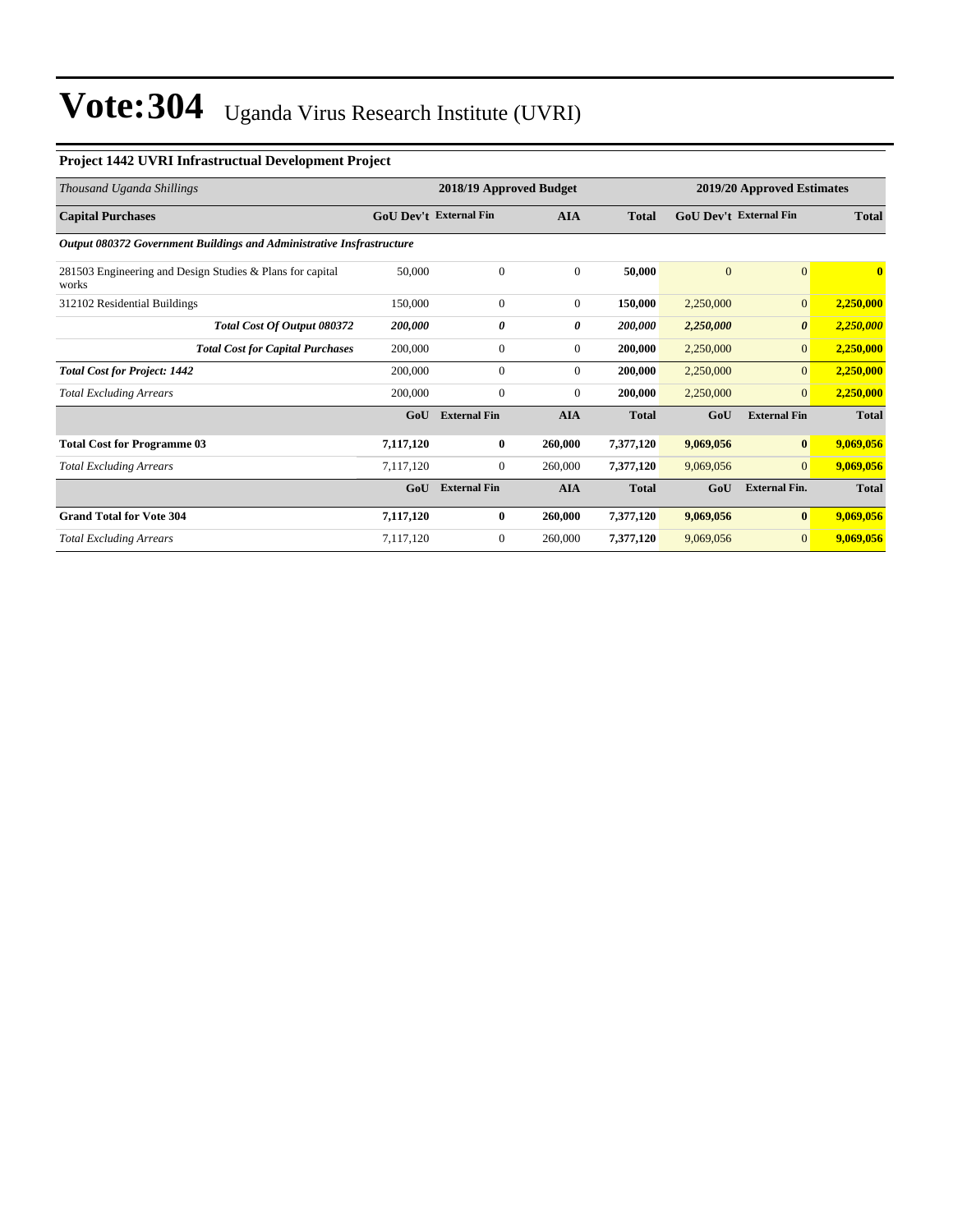# Vote:304 Uganda Virus Research Institute (UVRI)

**Project 1442 UVRI Infrastructual Development Project**

| *Thousand Uganda Shillings* | 2018/19 Approved Budget | | | | 2019/20 Approved Estimates | | |
|---|---|---|---|---|---|---|---|
| **Capital Purchases** | **GoU Dev't** | **External Fin** | **AIA** | **Total** | **GoU Dev't** | **External Fin** | **Total** |
| ***Output 080372 Government Buildings and Administrative Insfrastructure*** | | | | | | | |
| 281503 Engineering and Design Studies & Plans for capital works | 50,000 | 0 | 0 | **50,000** | 0 | 0 | **0** |
| 312102 Residential Buildings | 150,000 | 0 | 0 | **150,000** | 2,250,000 | 0 | **2,250,000** |
| ***Total Cost Of Output 080372*** | ***200,000*** | ***0*** | ***0*** | ***200,000*** | ***2,250,000*** | ***0*** | ***2,250,000*** |
| ***Total Cost for Capital Purchases*** | 200,000 | 0 | 0 | **200,000** | 2,250,000 | 0 | **2,250,000** |
| ***Total Cost for Project: 1442*** | 200,000 | 0 | 0 | **200,000** | 2,250,000 | 0 | **2,250,000** |
| *Total Excluding Arrears* | 200,000 | 0 | 0 | **200,000** | 2,250,000 | 0 | **2,250,000** |
| | **GoU** | **External Fin** | **AIA** | **Total** | **GoU** | **External Fin** | **Total** |
| **Total Cost for Programme 03** | **7,117,120** | **0** | **260,000** | **7,377,120** | **9,069,056** | **0** | **9,069,056** |
| *Total Excluding Arrears* | 7,117,120 | 0 | 260,000 | **7,377,120** | 9,069,056 | 0 | **9,069,056** |
| | **GoU** | **External Fin** | **AIA** | **Total** | **GoU** | **External Fin.** | **Total** |
| **Grand Total for Vote 304** | **7,117,120** | **0** | **260,000** | **7,377,120** | **9,069,056** | **0** | **9,069,056** |
| *Total Excluding Arrears* | 7,117,120 | 0 | 260,000 | **7,377,120** | 9,069,056 | 0 | **9,069,056** |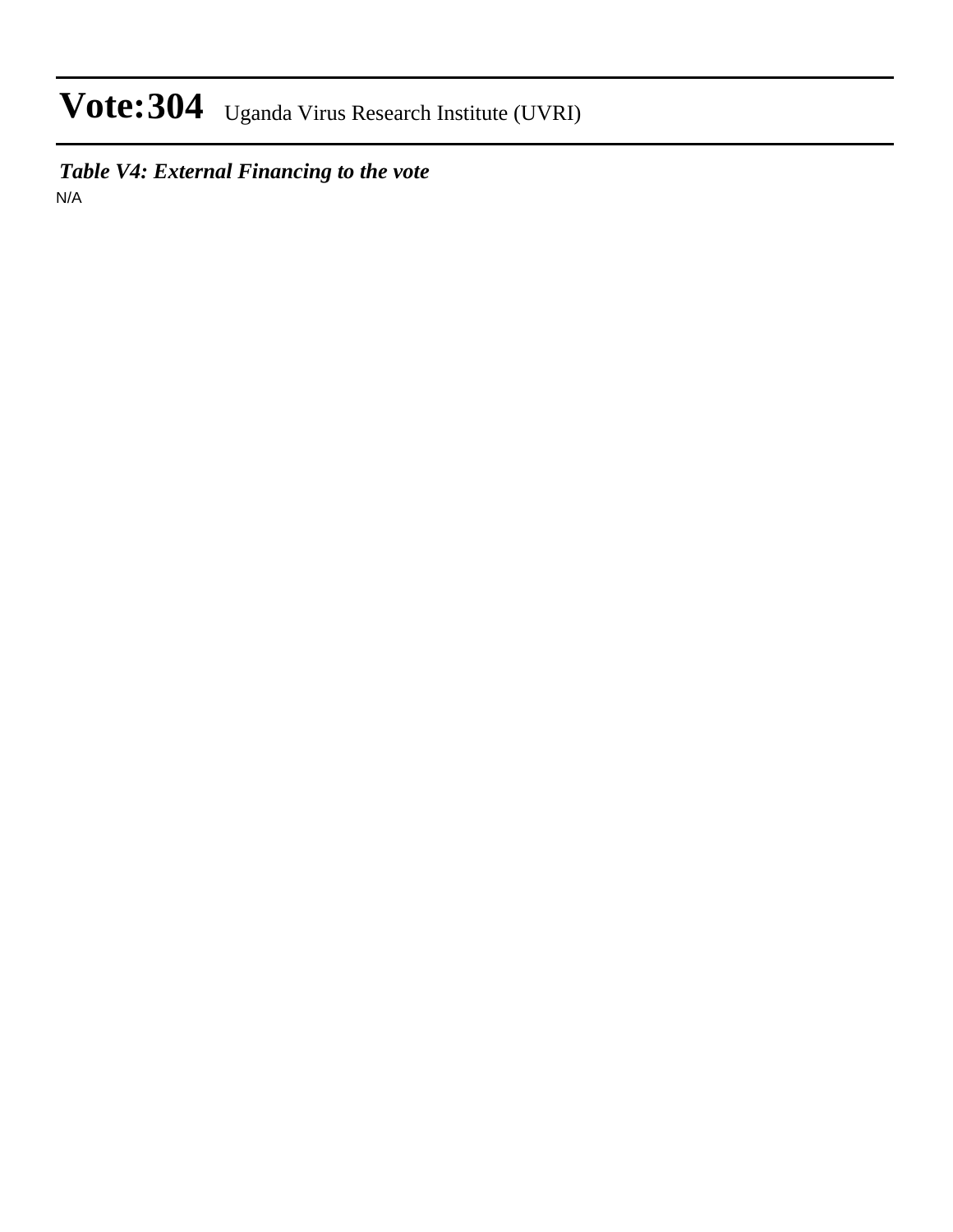# Vote:304 Uganda Virus Research Institute (UVRI)

***Table V4: External Financing to the vote***

N/A